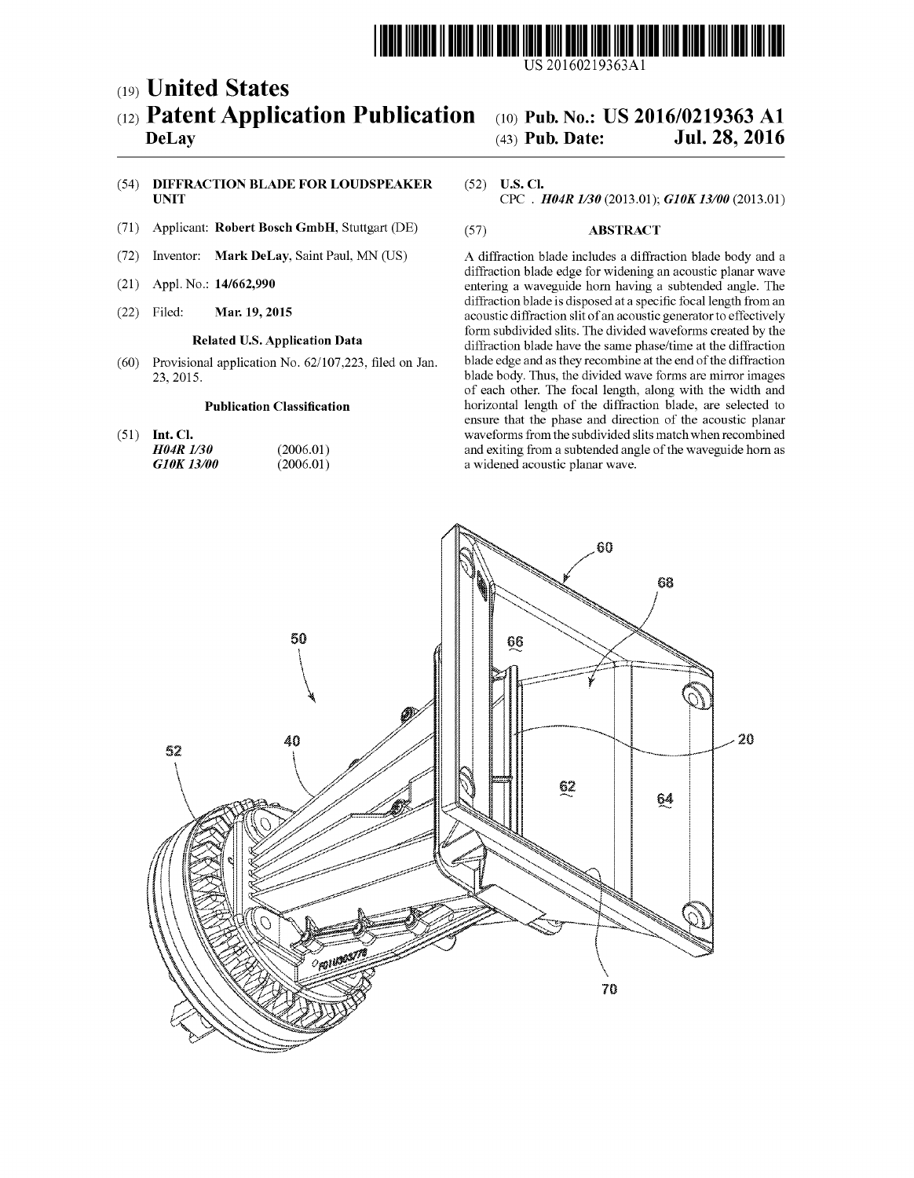US 20160219363A1

(19) **United States**

(12) **Patent Application Publication**

**DeLay**

(10) **Pub. No.: US 2016/0219363 A1**

(43) **Pub. Date: Jul. 28, 2016**

(54) **DIFFRACTION BLADE FOR LOUDSPEAKER UNIT**

(71) Applicant: **Robert Bosch GmbH**, Stuttgart (DE)

(72) Inventor: **Mark DeLay**, Saint Paul, MN (US)

(21) Appl. No.: **14/662,990**

(22) Filed: **Mar. 19, 2015**

**Related U.S. Application Data**

(60) Provisional application No. 62/107,223, filed on Jan. 23, 2015.

**Publication Classification**

(51) **Int. Cl.**

| | |
|---|---|
| ***H04R 1/30*** | (2006.01) |
| ***G10K 13/00*** | (2006.01) |

(52) **U.S. Cl.**

CPC . ***H04R 1/30*** (2013.01); ***G10K 13/00*** (2013.01)

(57) **ABSTRACT**

A diffraction blade includes a diffraction blade body and a diffraction blade edge for widening an acoustic planar wave entering a waveguide horn having a subtended angle. The diffraction blade is disposed at a specific focal length from an acoustic diffraction slit of an acoustic generator to effectively form subdivided slits. The divided waveforms created by the diffraction blade have the same phase/time at the diffraction blade edge and as they recombine at the end of the diffraction blade body. Thus, the divided wave forms are mirror images of each other. The focal length, along with the width and horizontal length of the diffraction blade, are selected to ensure that the phase and direction of the acoustic planar waveforms from the subdivided slits match when recombined and exiting from a subtended angle of the waveguide horn as a widened acoustic planar wave.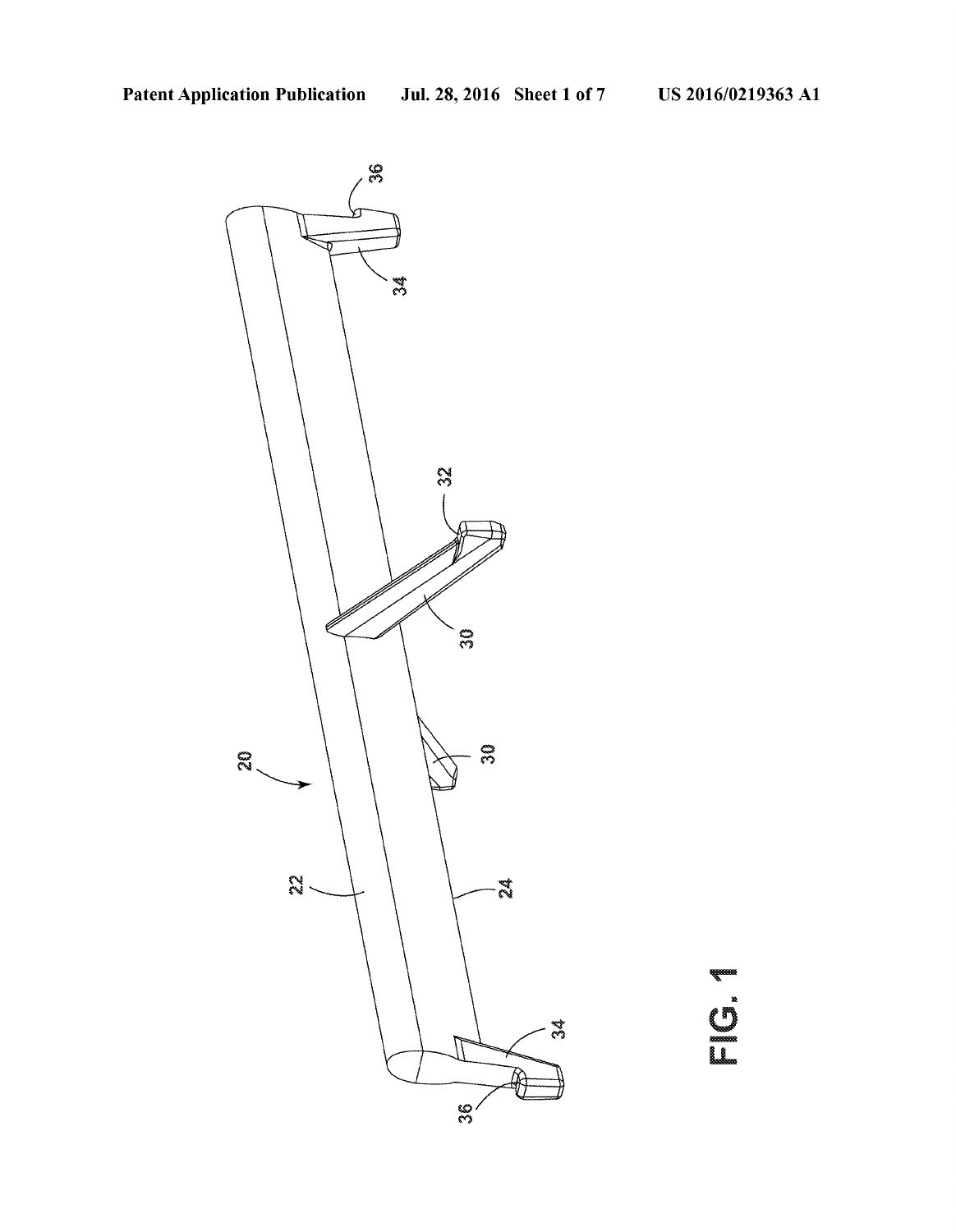FIG. 1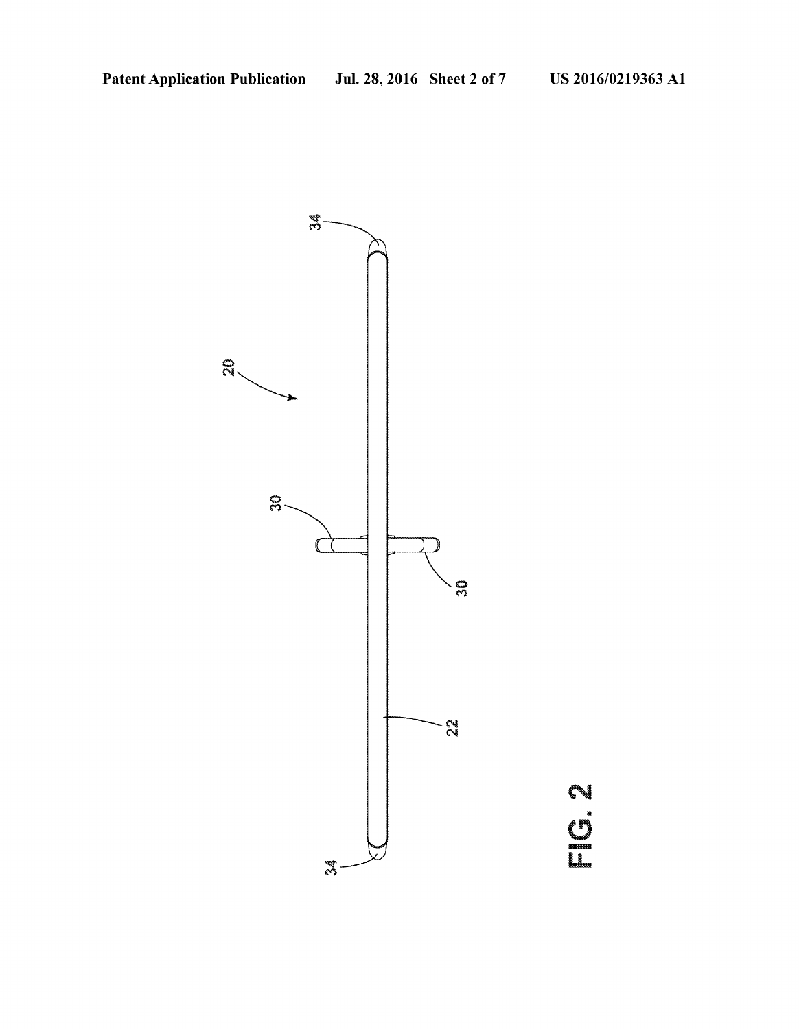FIG. 2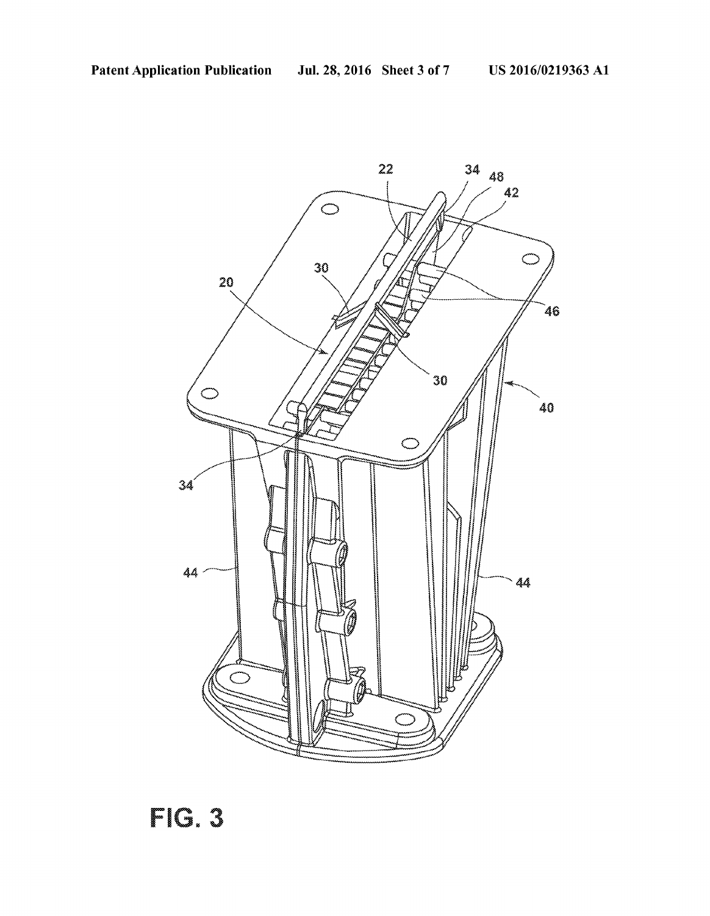FIG. 3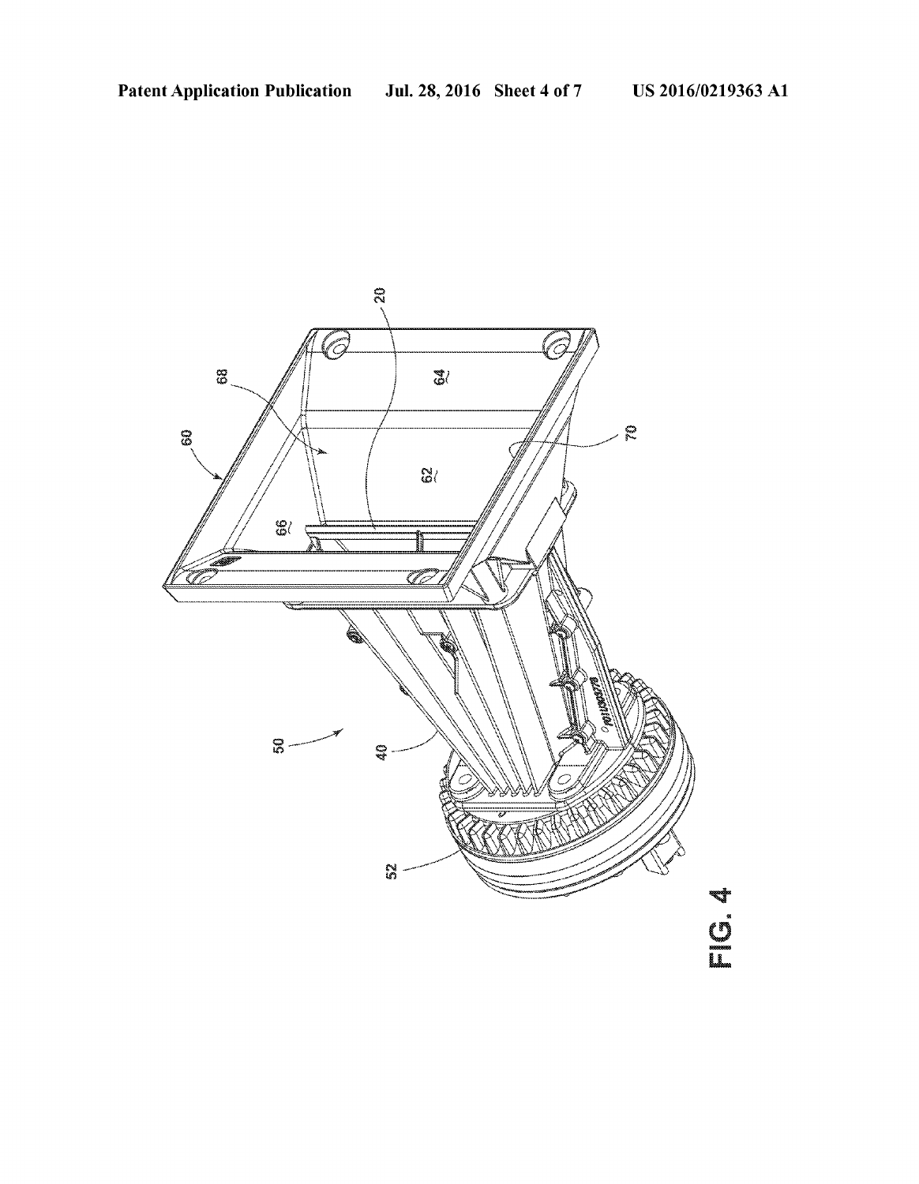FIG. 4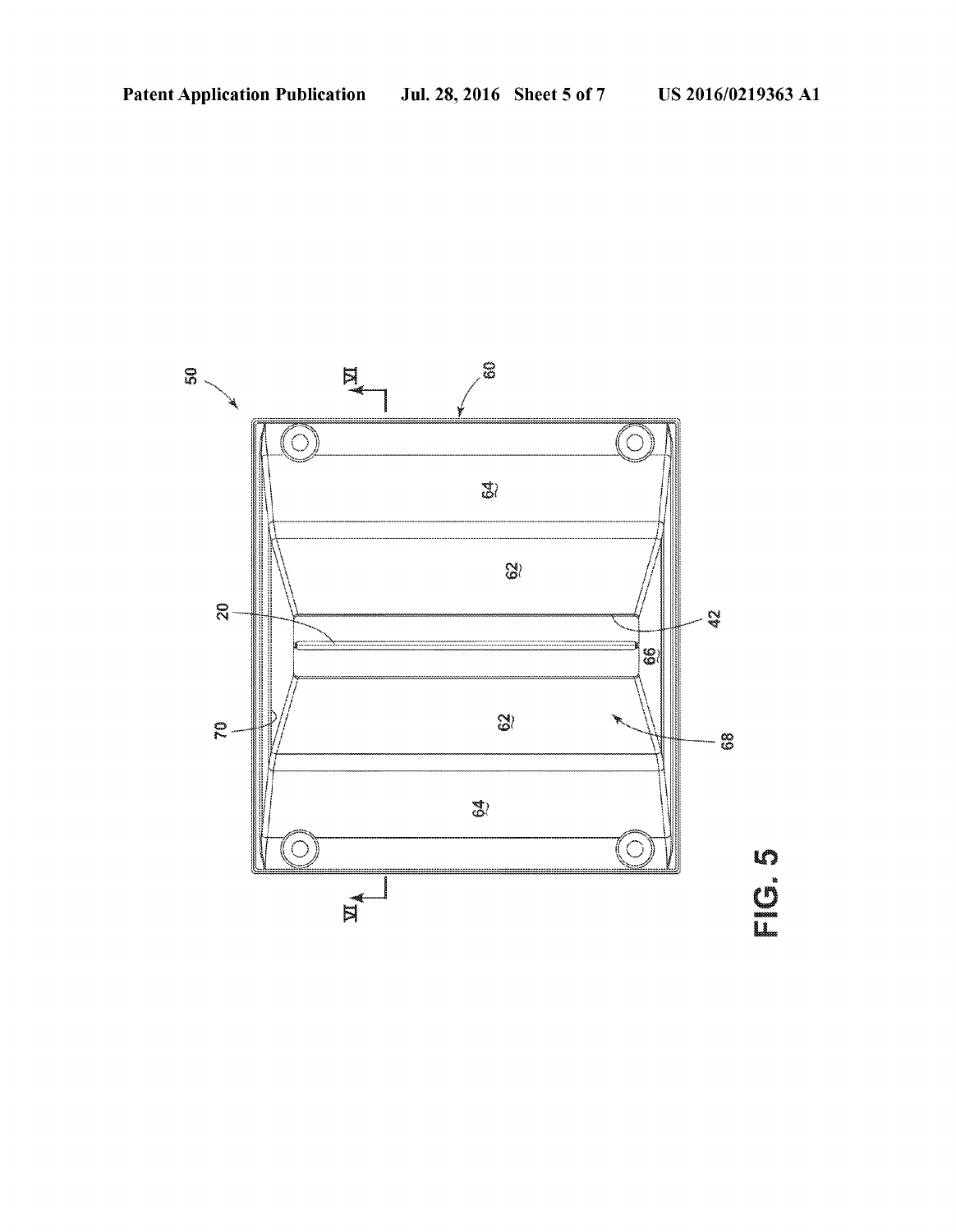FIG. 5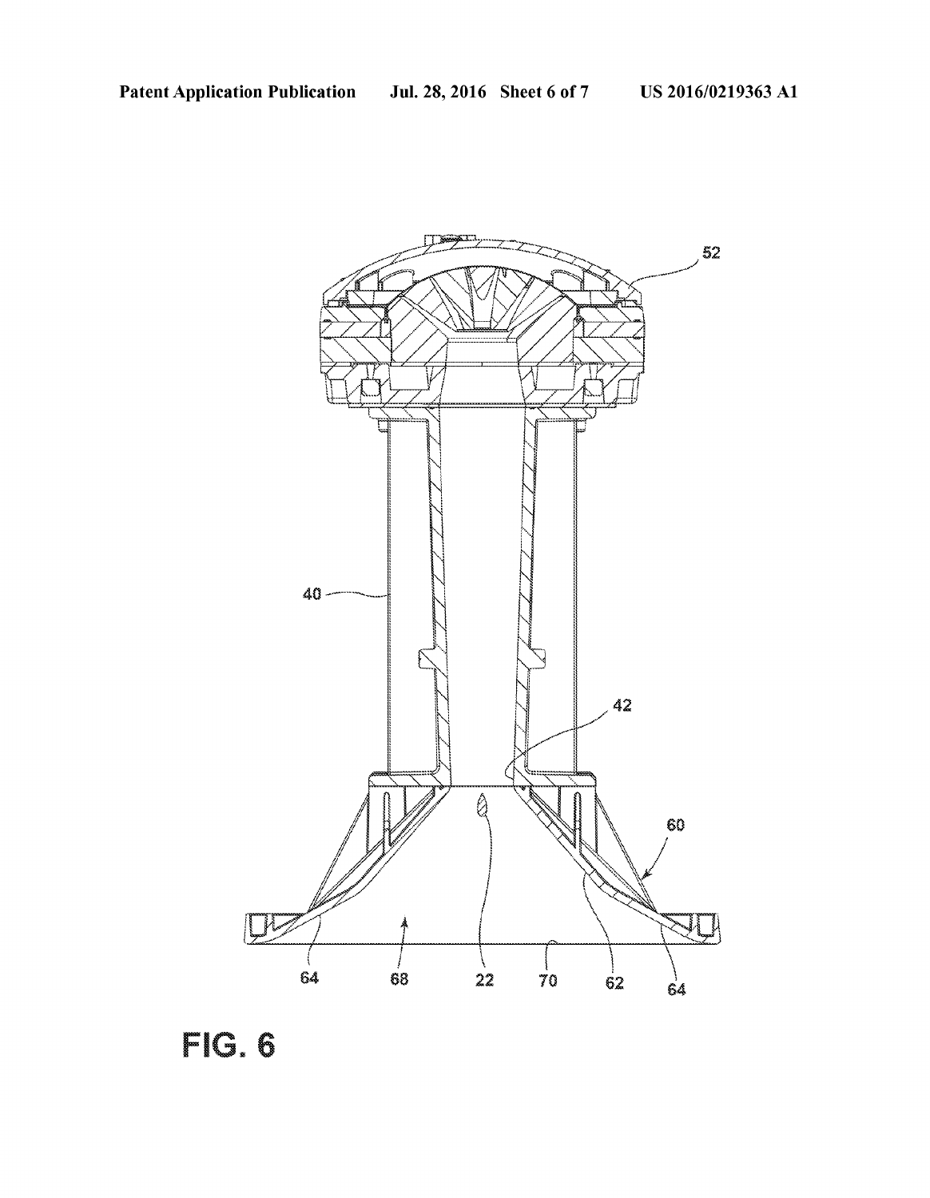FIG. 6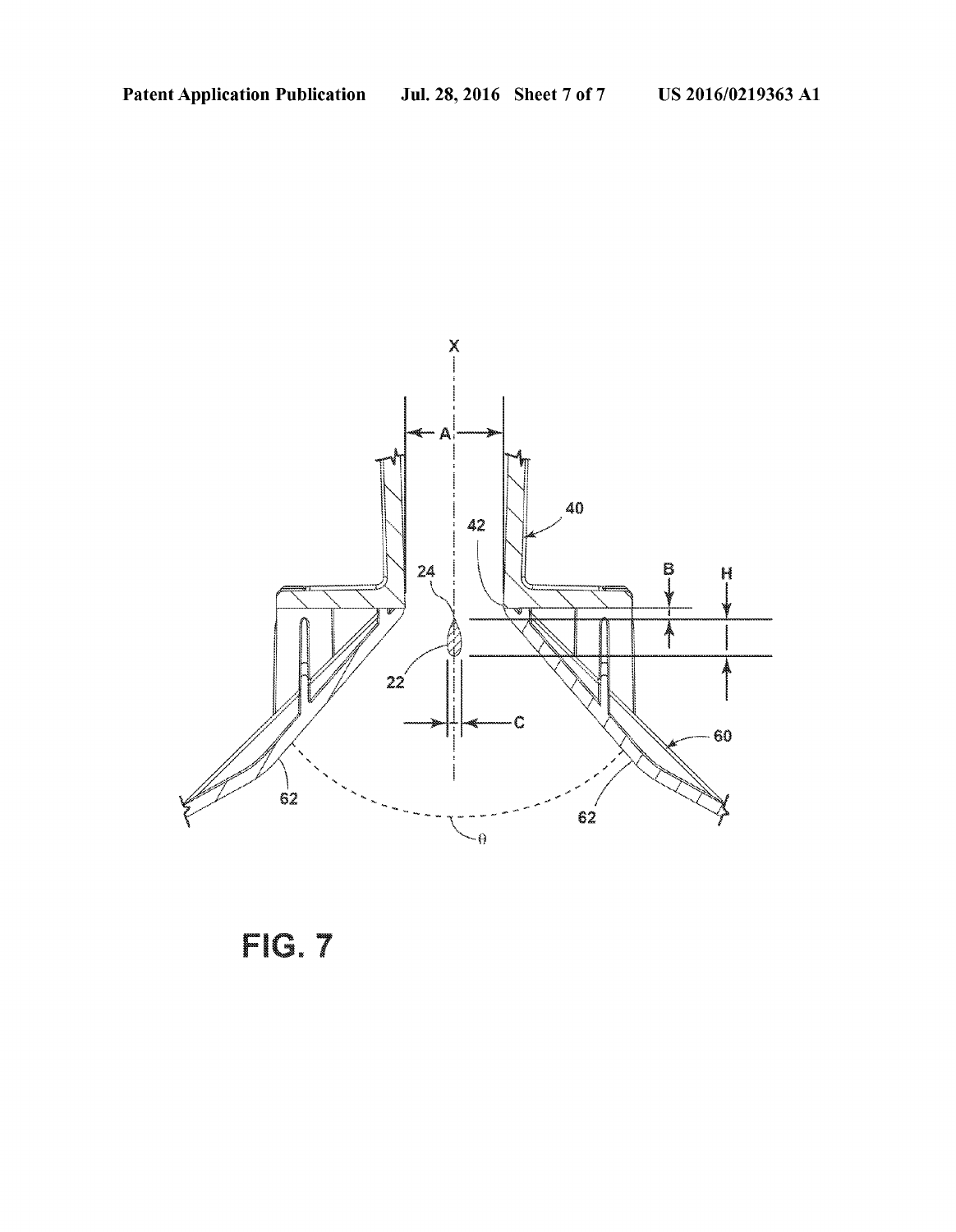FIG. 7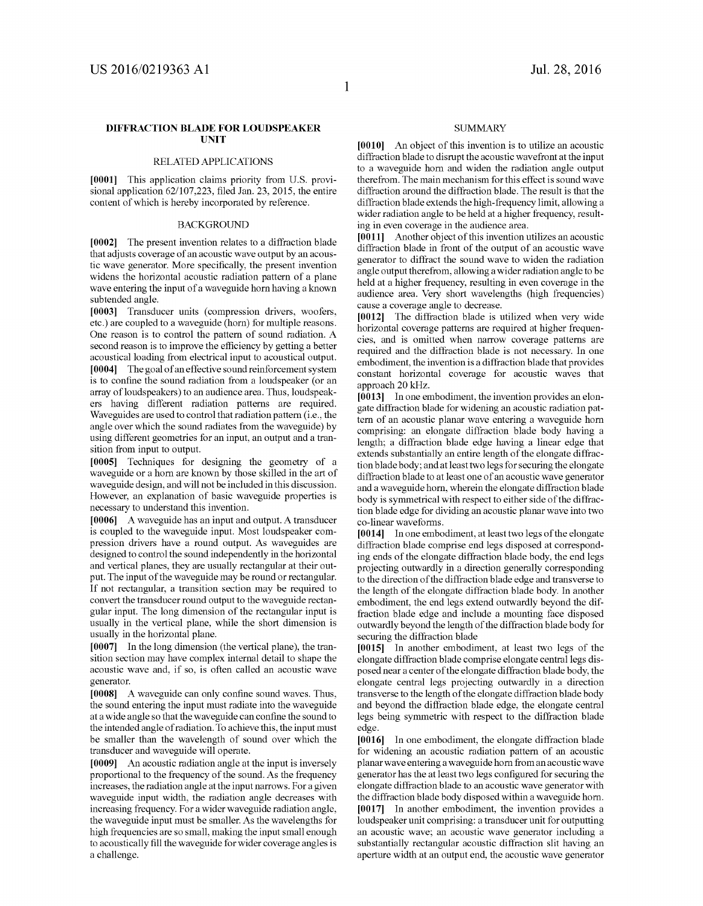# DIFFRACTION BLADE FOR LOUDSPEAKER UNIT

## RELATED APPLICATIONS

**[0001]** This application claims priority from U.S. provisional application 62/107,223, filed Jan. 23, 2015, the entire content of which is hereby incorporated by reference.

## BACKGROUND

**[0002]** The present invention relates to a diffraction blade that adjusts coverage of an acoustic wave output by an acoustic wave generator. More specifically, the present invention widens the horizontal acoustic radiation pattern of a plane wave entering the input of a waveguide horn having a known subtended angle.

**[0003]** Transducer units (compression drivers, woofers, etc.) are coupled to a waveguide (horn) for multiple reasons. One reason is to control the pattern of sound radiation. A second reason is to improve the efficiency by getting a better acoustical loading from electrical input to acoustical output.

**[0004]** The goal of an effective sound reinforcement system is to confine the sound radiation from a loudspeaker (or an array of loudspeakers) to an audience area. Thus, loudspeakers having different radiation patterns are required. Waveguides are used to control that radiation pattern (i.e., the angle over which the sound radiates from the waveguide) by using different geometries for an input, an output and a transition from input to output.

**[0005]** Techniques for designing the geometry of a waveguide or a horn are known by those skilled in the art of waveguide design, and will not be included in this discussion. However, an explanation of basic waveguide properties is necessary to understand this invention.

**[0006]** A waveguide has an input and output. A transducer is coupled to the waveguide input. Most loudspeaker compression drivers have a round output. As waveguides are designed to control the sound independently in the horizontal and vertical planes, they are usually rectangular at their output. The input of the waveguide may be round or rectangular. If not rectangular, a transition section may be required to convert the transducer round output to the waveguide rectangular input. The long dimension of the rectangular input is usually in the vertical plane, while the short dimension is usually in the horizontal plane.

**[0007]** In the long dimension (the vertical plane), the transition section may have complex internal detail to shape the acoustic wave and, if so, is often called an acoustic wave generator.

**[0008]** A waveguide can only confine sound waves. Thus, the sound entering the input must radiate into the waveguide at a wide angle so that the waveguide can confine the sound to the intended angle of radiation. To achieve this, the input must be smaller than the wavelength of sound over which the transducer and waveguide will operate.

**[0009]** An acoustic radiation angle at the input is inversely proportional to the frequency of the sound. As the frequency increases, the radiation angle at the input narrows. For a given waveguide input width, the radiation angle decreases with increasing frequency. For a wider waveguide radiation angle, the waveguide input must be smaller. As the wavelengths for high frequencies are so small, making the input small enough to acoustically fill the waveguide for wider coverage angles is a challenge.

## SUMMARY

**[0010]** An object of this invention is to utilize an acoustic diffraction blade to disrupt the acoustic wavefront at the input to a waveguide horn and widen the radiation angle output therefrom. The main mechanism for this effect is sound wave diffraction around the diffraction blade. The result is that the diffraction blade extends the high-frequency limit, allowing a wider radiation angle to be held at a higher frequency, resulting in even coverage in the audience area.

**[0011]** Another object of this invention utilizes an acoustic diffraction blade in front of the output of an acoustic wave generator to diffract the sound wave to widen the radiation angle output therefrom, allowing a wider radiation angle to be held at a higher frequency, resulting in even coverage in the audience area. Very short wavelengths (high frequencies) cause a coverage angle to decrease.

**[0012]** The diffraction blade is utilized when very wide horizontal coverage patterns are required at higher frequencies, and is omitted when narrow coverage patterns are required and the diffraction blade is not necessary. In one embodiment, the invention is a diffraction blade that provides constant horizontal coverage for acoustic waves that approach 20 kHz.

**[0013]** In one embodiment, the invention provides an elongate diffraction blade for widening an acoustic radiation pattern of an acoustic planar wave entering a waveguide horn comprising: an elongate diffraction blade body having a length; a diffraction blade edge having a linear edge that extends substantially an entire length of the elongate diffraction blade body; and at least two legs for securing the elongate diffraction blade to at least one of an acoustic wave generator and a waveguide horn, wherein the elongate diffraction blade body is symmetrical with respect to either side of the diffraction blade edge for dividing an acoustic planar wave into two co-linear waveforms.

**[0014]** In one embodiment, at least two legs of the elongate diffraction blade comprise end legs disposed at corresponding ends of the elongate diffraction blade body, the end legs projecting outwardly in a direction generally corresponding to the direction of the diffraction blade edge and transverse to the length of the elongate diffraction blade body. In another embodiment, the end legs extend outwardly beyond the diffraction blade edge and include a mounting face disposed outwardly beyond the length of the diffraction blade body for securing the diffraction blade

**[0015]** In another embodiment, at least two legs of the elongate diffraction blade comprise elongate central legs disposed near a center of the elongate diffraction blade body, the elongate central legs projecting outwardly in a direction transverse to the length of the elongate diffraction blade body and beyond the diffraction blade edge, the elongate central legs being symmetric with respect to the diffraction blade edge.

**[0016]** In one embodiment, the elongate diffraction blade for widening an acoustic radiation pattern of an acoustic planar wave entering a waveguide horn from an acoustic wave generator has the at least two legs configured for securing the elongate diffraction blade to an acoustic wave generator with the diffraction blade body disposed within a waveguide horn.

**[0017]** In another embodiment, the invention provides a loudspeaker unit comprising: a transducer unit for outputting an acoustic wave; an acoustic wave generator including a substantially rectangular acoustic diffraction slit having an aperture width at an output end, the acoustic wave generator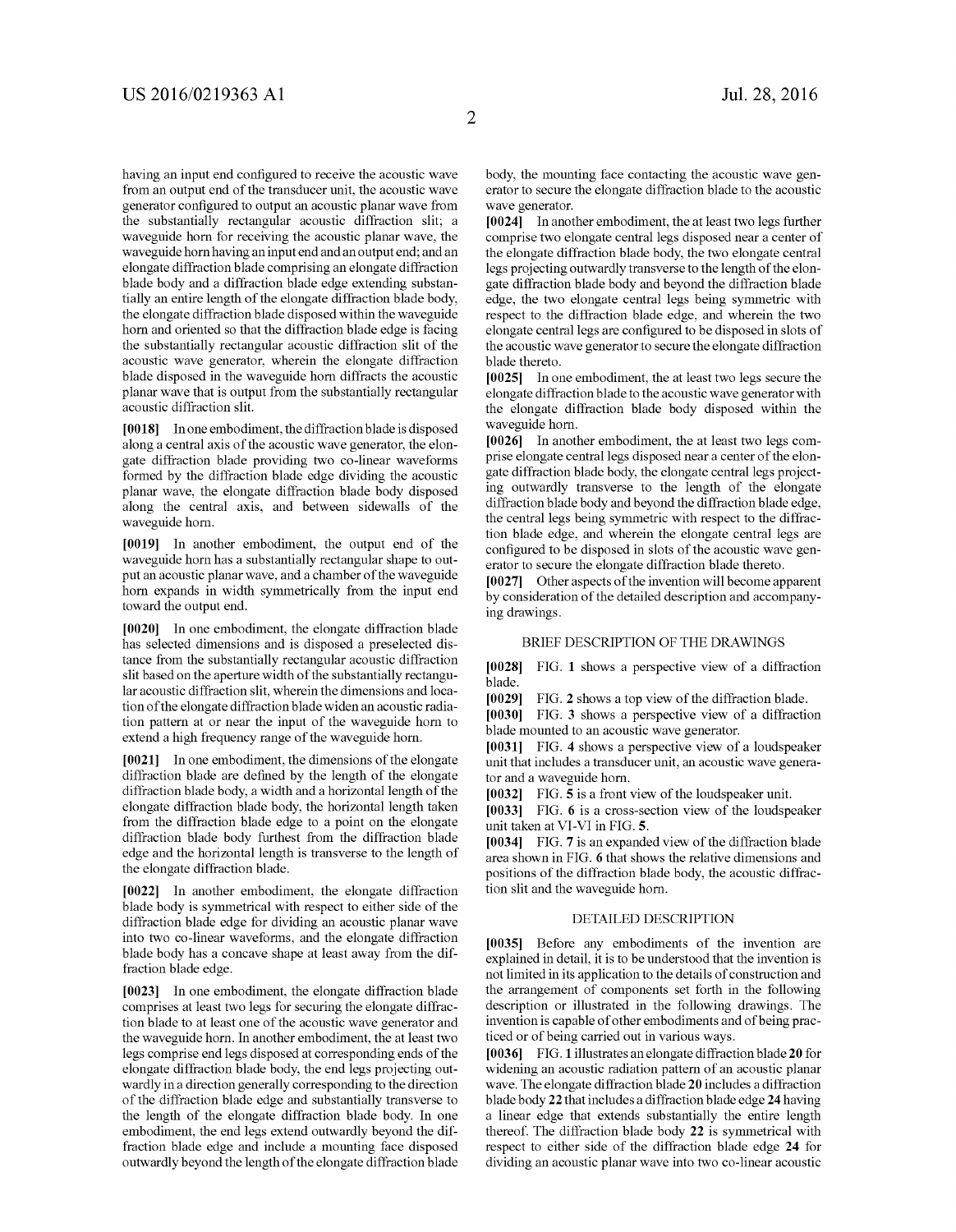having an input end configured to receive the acoustic wave from an output end of the transducer unit, the acoustic wave generator configured to output an acoustic planar wave from the substantially rectangular acoustic diffraction slit; a waveguide horn for receiving the acoustic planar wave, the waveguide horn having an input end and an output end; and an elongate diffraction blade comprising an elongate diffraction blade body and a diffraction blade edge extending substantially an entire length of the elongate diffraction blade body, the elongate diffraction blade disposed within the waveguide horn and oriented so that the diffraction blade edge is facing the substantially rectangular acoustic diffraction slit of the acoustic wave generator, wherein the elongate diffraction blade disposed in the waveguide horn diffracts the acoustic planar wave that is output from the substantially rectangular acoustic diffraction slit.

**[0018]** In one embodiment, the diffraction blade is disposed along a central axis of the acoustic wave generator, the elongate diffraction blade providing two co-linear waveforms formed by the diffraction blade edge dividing the acoustic planar wave, the elongate diffraction blade body disposed along the central axis, and between sidewalls of the waveguide horn.

**[0019]** In another embodiment, the output end of the waveguide horn has a substantially rectangular shape to output an acoustic planar wave, and a chamber of the waveguide horn expands in width symmetrically from the input end toward the output end.

**[0020]** In one embodiment, the elongate diffraction blade has selected dimensions and is disposed a preselected distance from the substantially rectangular acoustic diffraction slit based on the aperture width of the substantially rectangular acoustic diffraction slit, wherein the dimensions and location of the elongate diffraction blade widen an acoustic radiation pattern at or near the input of the waveguide horn to extend a high frequency range of the waveguide horn.

**[0021]** In one embodiment, the dimensions of the elongate diffraction blade are defined by the length of the elongate diffraction blade body, a width and a horizontal length of the elongate diffraction blade body, the horizontal length taken from the diffraction blade edge to a point on the elongate diffraction blade body furthest from the diffraction blade edge and the horizontal length is transverse to the length of the elongate diffraction blade.

**[0022]** In another embodiment, the elongate diffraction blade body is symmetrical with respect to either side of the diffraction blade edge for dividing an acoustic planar wave into two co-linear waveforms, and the elongate diffraction blade body has a concave shape at least away from the diffraction blade edge.

**[0023]** In one embodiment, the elongate diffraction blade comprises at least two legs for securing the elongate diffraction blade to at least one of the acoustic wave generator and the waveguide horn. In another embodiment, the at least two legs comprise end legs disposed at corresponding ends of the elongate diffraction blade body, the end legs projecting outwardly in a direction generally corresponding to the direction of the diffraction blade edge and substantially transverse to the length of the elongate diffraction blade body. In one embodiment, the end legs extend outwardly beyond the diffraction blade edge and include a mounting face disposed outwardly beyond the length of the elongate diffraction blade body, the mounting face contacting the acoustic wave generator to secure the elongate diffraction blade to the acoustic wave generator.

**[0024]** In another embodiment, the at least two legs further comprise two elongate central legs disposed near a center of the elongate diffraction blade body, the two elongate central legs projecting outwardly transverse to the length of the elongate diffraction blade body and beyond the diffraction blade edge, the two elongate central legs being symmetric with respect to the diffraction blade edge, and wherein the two elongate central legs are configured to be disposed in slots of the acoustic wave generator to secure the elongate diffraction blade thereto.

**[0025]** In one embodiment, the at least two legs secure the elongate diffraction blade to the acoustic wave generator with the elongate diffraction blade body disposed within the waveguide horn.

**[0026]** In another embodiment, the at least two legs comprise elongate central legs disposed near a center of the elongate diffraction blade body, the elongate central legs projecting outwardly transverse to the length of the elongate diffraction blade body and beyond the diffraction blade edge, the central legs being symmetric with respect to the diffraction blade edge, and wherein the elongate central legs are configured to be disposed in slots of the acoustic wave generator to secure the elongate diffraction blade thereto.

**[0027]** Other aspects of the invention will become apparent by consideration of the detailed description and accompanying drawings.

## BRIEF DESCRIPTION OF THE DRAWINGS

**[0028]** FIG. **1** shows a perspective view of a diffraction blade.

**[0029]** FIG. **2** shows a top view of the diffraction blade.

**[0030]** FIG. **3** shows a perspective view of a diffraction blade mounted to an acoustic wave generator.

**[0031]** FIG. **4** shows a perspective view of a loudspeaker unit that includes a transducer unit, an acoustic wave generator and a waveguide horn.

**[0032]** FIG. **5** is a front view of the loudspeaker unit.

**[0033]** FIG. **6** is a cross-section view of the loudspeaker unit taken at VI-VI in FIG. **5**.

**[0034]** FIG. **7** is an expanded view of the diffraction blade area shown in FIG. **6** that shows the relative dimensions and positions of the diffraction blade body, the acoustic diffraction slit and the waveguide horn.

## DETAILED DESCRIPTION

**[0035]** Before any embodiments of the invention are explained in detail, it is to be understood that the invention is not limited in its application to the details of construction and the arrangement of components set forth in the following description or illustrated in the following drawings. The invention is capable of other embodiments and of being practiced or of being carried out in various ways.

**[0036]** FIG. **1** illustrates an elongate diffraction blade **20** for widening an acoustic radiation pattern of an acoustic planar wave. The elongate diffraction blade **20** includes a diffraction blade body **22** that includes a diffraction blade edge **24** having a linear edge that extends substantially the entire length thereof. The diffraction blade body **22** is symmetrical with respect to either side of the diffraction blade edge **24** for dividing an acoustic planar wave into two co-linear acoustic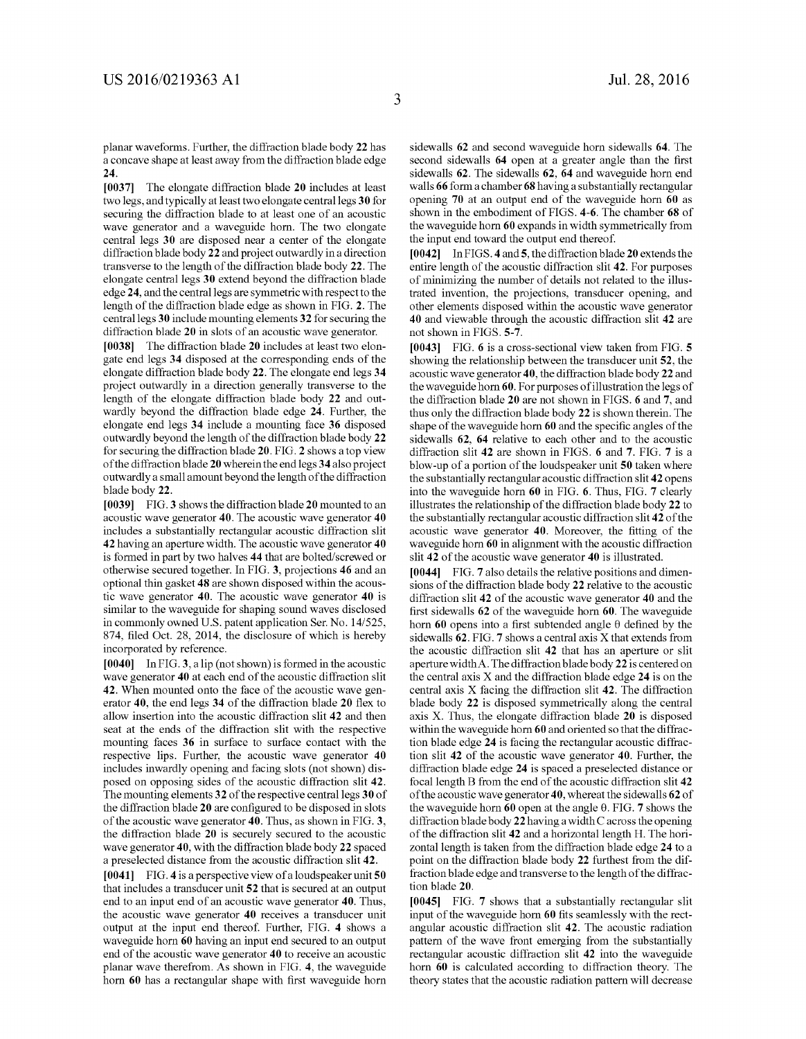planar waveforms. Further, the diffraction blade body 22 has a concave shape at least away from the diffraction blade edge 24.

[0037] The elongate diffraction blade 20 includes at least two legs, and typically at least two elongate central legs 30 for securing the diffraction blade to at least one of an acoustic wave generator and a waveguide horn. The two elongate central legs 30 are disposed near a center of the elongate diffraction blade body 22 and project outwardly in a direction transverse to the length of the diffraction blade body 22. The elongate central legs 30 extend beyond the diffraction blade edge 24, and the central legs are symmetric with respect to the length of the diffraction blade edge as shown in FIG. 2. The central legs 30 include mounting elements 32 for securing the diffraction blade 20 in slots of an acoustic wave generator.

[0038] The diffraction blade 20 includes at least two elongate end legs 34 disposed at the corresponding ends of the elongate diffraction blade body 22. The elongate end legs 34 project outwardly in a direction generally transverse to the length of the elongate diffraction blade body 22 and outwardly beyond the diffraction blade edge 24. Further, the elongate end legs 34 include a mounting face 36 disposed outwardly beyond the length of the diffraction blade body 22 for securing the diffraction blade 20. FIG. 2 shows a top view of the diffraction blade 20 wherein the end legs 34 also project outwardly a small amount beyond the length of the diffraction blade body 22.

[0039] FIG. 3 shows the diffraction blade 20 mounted to an acoustic wave generator 40. The acoustic wave generator 40 includes a substantially rectangular acoustic diffraction slit 42 having an aperture width. The acoustic wave generator 40 is formed in part by two halves 44 that are bolted/screwed or otherwise secured together. In FIG. 3, projections 46 and an optional thin gasket 48 are shown disposed within the acoustic wave generator 40. The acoustic wave generator 40 is similar to the waveguide for shaping sound waves disclosed in commonly owned U.S. patent application Ser. No. 14/525,874, filed Oct. 28, 2014, the disclosure of which is hereby incorporated by reference.

[0040] In FIG. 3, a lip (not shown) is formed in the acoustic wave generator 40 at each end of the acoustic diffraction slit 42. When mounted onto the face of the acoustic wave generator 40, the end legs 34 of the diffraction blade 20 flex to allow insertion into the acoustic diffraction slit 42 and then seat at the ends of the diffraction slit with the respective mounting faces 36 in surface to surface contact with the respective lips. Further, the acoustic wave generator 40 includes inwardly opening and facing slots (not shown) disposed on opposing sides of the acoustic diffraction slit 42. The mounting elements 32 of the respective central legs 30 of the diffraction blade 20 are configured to be disposed in slots of the acoustic wave generator 40. Thus, as shown in FIG. 3, the diffraction blade 20 is securely secured to the acoustic wave generator 40, with the diffraction blade body 22 spaced a preselected distance from the acoustic diffraction slit 42.

[0041] FIG. 4 is a perspective view of a loudspeaker unit 50 that includes a transducer unit 52 that is secured at an output end to an input end of an acoustic wave generator 40. Thus, the acoustic wave generator 40 receives a transducer unit output at the input end thereof. Further, FIG. 4 shows a waveguide horn 60 having an input end secured to an output end of the acoustic wave generator 40 to receive an acoustic planar wave therefrom. As shown in FIG. 4, the waveguide horn 60 has a rectangular shape with first waveguide horn sidewalls 62 and second waveguide horn sidewalls 64. The second sidewalls 64 open at a greater angle than the first sidewalls 62. The sidewalls 62, 64 and waveguide horn end walls 66 form a chamber 68 having a substantially rectangular opening 70 at an output end of the waveguide horn 60 as shown in the embodiment of FIGS. 4-6. The chamber 68 of the waveguide horn 60 expands in width symmetrically from the input end toward the output end thereof.

[0042] In FIGS. 4 and 5, the diffraction blade 20 extends the entire length of the acoustic diffraction slit 42. For purposes of minimizing the number of details not related to the illustrated invention, the projections, transducer opening, and other elements disposed within the acoustic wave generator 40 and viewable through the acoustic diffraction slit 42 are not shown in FIGS. 5-7.

[0043] FIG. 6 is a cross-sectional view taken from FIG. 5 showing the relationship between the transducer unit 52, the acoustic wave generator 40, the diffraction blade body 22 and the waveguide horn 60. For purposes of illustration the legs of the diffraction blade 20 are not shown in FIGS. 6 and 7, and thus only the diffraction blade body 22 is shown therein. The shape of the waveguide horn 60 and the specific angles of the sidewalls 62, 64 relative to each other and to the acoustic diffraction slit 42 are shown in FIGS. 6 and 7. FIG. 7 is a blow-up of a portion of the loudspeaker unit 50 taken where the substantially rectangular acoustic diffraction slit 42 opens into the waveguide horn 60 in FIG. 6. Thus, FIG. 7 clearly illustrates the relationship of the diffraction blade body 22 to the substantially rectangular acoustic diffraction slit 42 of the acoustic wave generator 40. Moreover, the fitting of the waveguide horn 60 in alignment with the acoustic diffraction slit 42 of the acoustic wave generator 40 is illustrated.

[0044] FIG. 7 also details the relative positions and dimensions of the diffraction blade body 22 relative to the acoustic diffraction slit 42 of the acoustic wave generator 40 and the first sidewalls 62 of the waveguide horn 60. The waveguide horn 60 opens into a first subtended angle $\theta$ defined by the sidewalls 62. FIG. 7 shows a central axis X that extends from the acoustic diffraction slit 42 that has an aperture or slit aperture width A. The diffraction blade body 22 is centered on the central axis X and the diffraction blade edge 24 is on the central axis X facing the diffraction slit 42. The diffraction blade body 22 is disposed symmetrically along the central axis X. Thus, the elongate diffraction blade 20 is disposed within the waveguide horn 60 and oriented so that the diffraction blade edge 24 is facing the rectangular acoustic diffraction slit 42 of the acoustic wave generator 40. Further, the diffraction blade edge 24 is spaced a preselected distance or focal length B from the end of the acoustic diffraction slit 42 of the acoustic wave generator 40, whereat the sidewalls 62 of the waveguide horn 60 open at the angle $\theta$. FIG. 7 shows the diffraction blade body 22 having a width C across the opening of the diffraction slit 42 and a horizontal length H. The horizontal length is taken from the diffraction blade edge 24 to a point on the diffraction blade body 22 furthest from the diffraction blade edge and transverse to the length of the diffraction blade 20.

[0045] FIG. 7 shows that a substantially rectangular slit input of the waveguide horn 60 fits seamlessly with the rectangular acoustic diffraction slit 42. The acoustic radiation pattern of the wave front emerging from the substantially rectangular acoustic diffraction slit 42 into the waveguide horn 60 is calculated according to diffraction theory. The theory states that the acoustic radiation pattern will decrease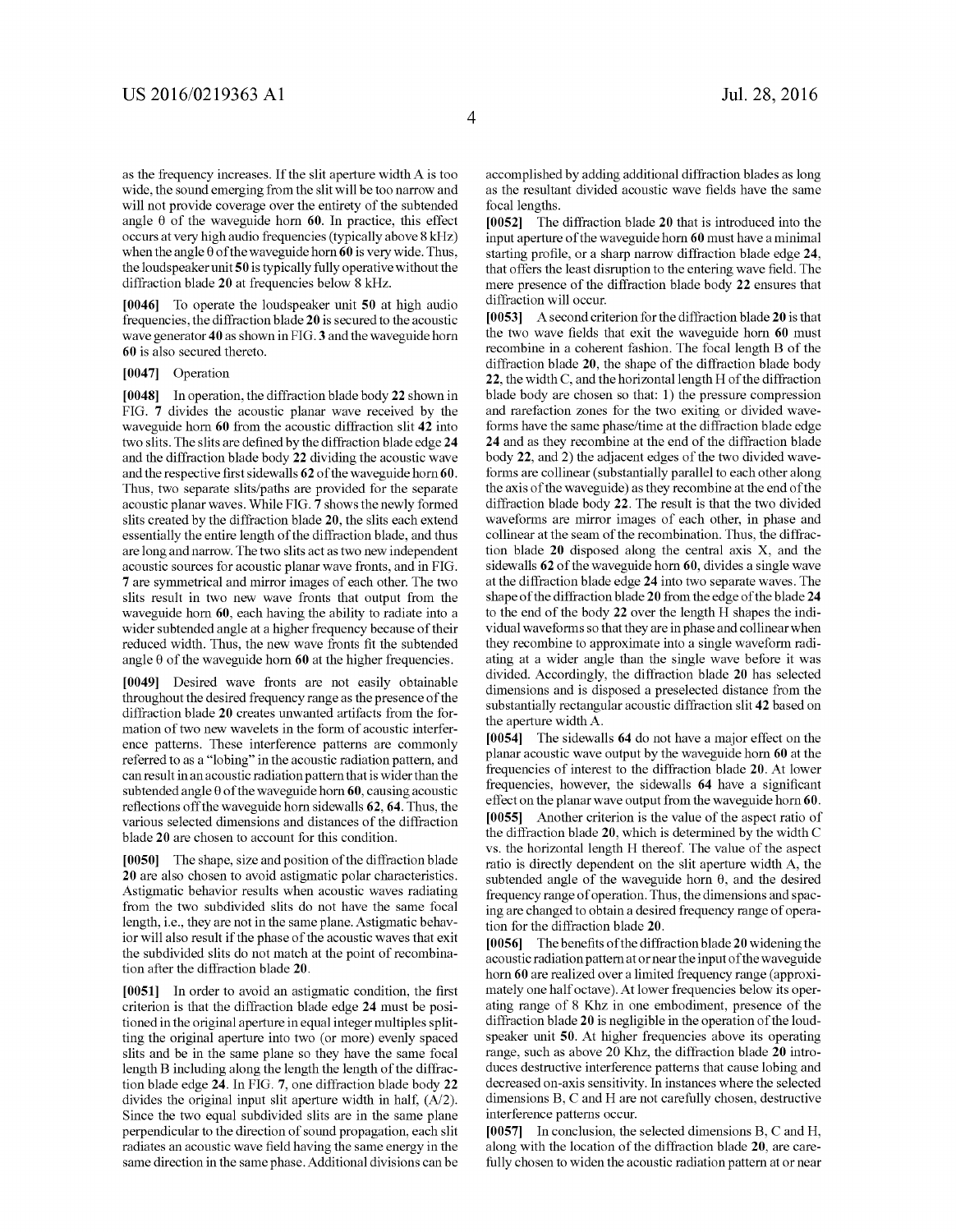as the frequency increases. If the slit aperture width A is too wide, the sound emerging from the slit will be too narrow and will not provide coverage over the entirety of the subtended angle θ of the waveguide horn **60**. In practice, this effect occurs at very high audio frequencies (typically above 8 kHz) when the angle θ of the waveguide horn **60** is very wide. Thus, the loudspeaker unit **50** is typically fully operative without the diffraction blade **20** at frequencies below 8 kHz.

**[0046]** To operate the loudspeaker unit **50** at high audio frequencies, the diffraction blade **20** is secured to the acoustic wave generator **40** as shown in FIG. **3** and the waveguide horn **60** is also secured thereto.

**[0047]** Operation

**[0048]** In operation, the diffraction blade body **22** shown in FIG. **7** divides the acoustic planar wave received by the waveguide horn **60** from the acoustic diffraction slit **42** into two slits. The slits are defined by the diffraction blade edge **24** and the diffraction blade body **22** dividing the acoustic wave and the respective first sidewalls **62** of the waveguide horn **60**. Thus, two separate slits/paths are provided for the separate acoustic planar waves. While FIG. **7** shows the newly formed slits created by the diffraction blade **20**, the slits each extend essentially the entire length of the diffraction blade, and thus are long and narrow. The two slits act as two new independent acoustic sources for acoustic planar wave fronts, and in FIG. **7** are symmetrical and mirror images of each other. The two slits result in two new wave fronts that output from the waveguide horn **60**, each having the ability to radiate into a wider subtended angle at a higher frequency because of their reduced width. Thus, the new wave fronts fit the subtended angle θ of the waveguide horn **60** at the higher frequencies.

**[0049]** Desired wave fronts are not easily obtainable throughout the desired frequency range as the presence of the diffraction blade **20** creates unwanted artifacts from the formation of two new wavelets in the form of acoustic interference patterns. These interference patterns are commonly referred to as a "lobing" in the acoustic radiation pattern, and can result in an acoustic radiation pattern that is wider than the subtended angle θ of the waveguide horn **60**, causing acoustic reflections off the waveguide horn sidewalls **62**, **64**. Thus, the various selected dimensions and distances of the diffraction blade **20** are chosen to account for this condition.

**[0050]** The shape, size and position of the diffraction blade **20** are also chosen to avoid astigmatic polar characteristics. Astigmatic behavior results when acoustic waves radiating from the two subdivided slits do not have the same focal length, i.e., they are not in the same plane. Astigmatic behavior will also result if the phase of the acoustic waves that exit the subdivided slits do not match at the point of recombination after the diffraction blade **20**.

**[0051]** In order to avoid an astigmatic condition, the first criterion is that the diffraction blade edge **24** must be positioned in the original aperture in equal integer multiples splitting the original aperture into two (or more) evenly spaced slits and be in the same plane so they have the same focal length B including along the length the length of the diffraction blade edge **24**. In FIG. **7**, one diffraction blade body **22** divides the original input slit aperture width in half, (A/2). Since the two equal subdivided slits are in the same plane perpendicular to the direction of sound propagation, each slit radiates an acoustic wave field having the same energy in the same direction in the same phase. Additional divisions can be accomplished by adding additional diffraction blades as long as the resultant divided acoustic wave fields have the same focal lengths.

**[0052]** The diffraction blade **20** that is introduced into the input aperture of the waveguide horn **60** must have a minimal starting profile, or a sharp narrow diffraction blade edge **24**, that offers the least disruption to the entering wave field. The mere presence of the diffraction blade body **22** ensures that diffraction will occur.

**[0053]** A second criterion for the diffraction blade **20** is that the two wave fields that exit the waveguide horn **60** must recombine in a coherent fashion. The focal length B of the diffraction blade **20**, the shape of the diffraction blade body **22**, the width C, and the horizontal length H of the diffraction blade body are chosen so that: 1) the pressure compression and rarefaction zones for the two exiting or divided waveforms have the same phase/time at the diffraction blade edge **24** and as they recombine at the end of the diffraction blade body **22**, and 2) the adjacent edges of the two divided waveforms are collinear (substantially parallel to each other along the axis of the waveguide) as they recombine at the end of the diffraction blade body **22**. The result is that the two divided waveforms are mirror images of each other, in phase and collinear at the seam of the recombination. Thus, the diffraction blade **20** disposed along the central axis X, and the sidewalls **62** of the waveguide horn **60**, divides a single wave at the diffraction blade edge **24** into two separate waves. The shape of the diffraction blade **20** from the edge of the blade **24** to the end of the body **22** over the length H shapes the individual waveforms so that they are in phase and collinear when they recombine to approximate into a single waveform radiating at a wider angle than the single wave before it was divided. Accordingly, the diffraction blade **20** has selected dimensions and is disposed a preselected distance from the substantially rectangular acoustic diffraction slit **42** based on the aperture width A.

**[0054]** The sidewalls **64** do not have a major effect on the planar acoustic wave output by the waveguide horn **60** at the frequencies of interest to the diffraction blade **20**. At lower frequencies, however, the sidewalls **64** have a significant effect on the planar wave output from the waveguide horn **60**.

**[0055]** Another criterion is the value of the aspect ratio of the diffraction blade **20**, which is determined by the width C vs. the horizontal length H thereof. The value of the aspect ratio is directly dependent on the slit aperture width A, the subtended angle of the waveguide horn θ, and the desired frequency range of operation. Thus, the dimensions and spacing are changed to obtain a desired frequency range of operation for the diffraction blade **20**.

**[0056]** The benefits of the diffraction blade **20** widening the acoustic radiation pattern at or near the input of the waveguide horn **60** are realized over a limited frequency range (approximately one half octave). At lower frequencies below its operating range of 8 Khz in one embodiment, presence of the diffraction blade **20** is negligible in the operation of the loudspeaker unit **50**. At higher frequencies above its operating range, such as above 20 Khz, the diffraction blade **20** introduces destructive interference patterns that cause lobing and decreased on-axis sensitivity. In instances where the selected dimensions B, C and H are not carefully chosen, destructive interference patterns occur.

**[0057]** In conclusion, the selected dimensions B, C and H, along with the location of the diffraction blade **20**, are carefully chosen to widen the acoustic radiation pattern at or near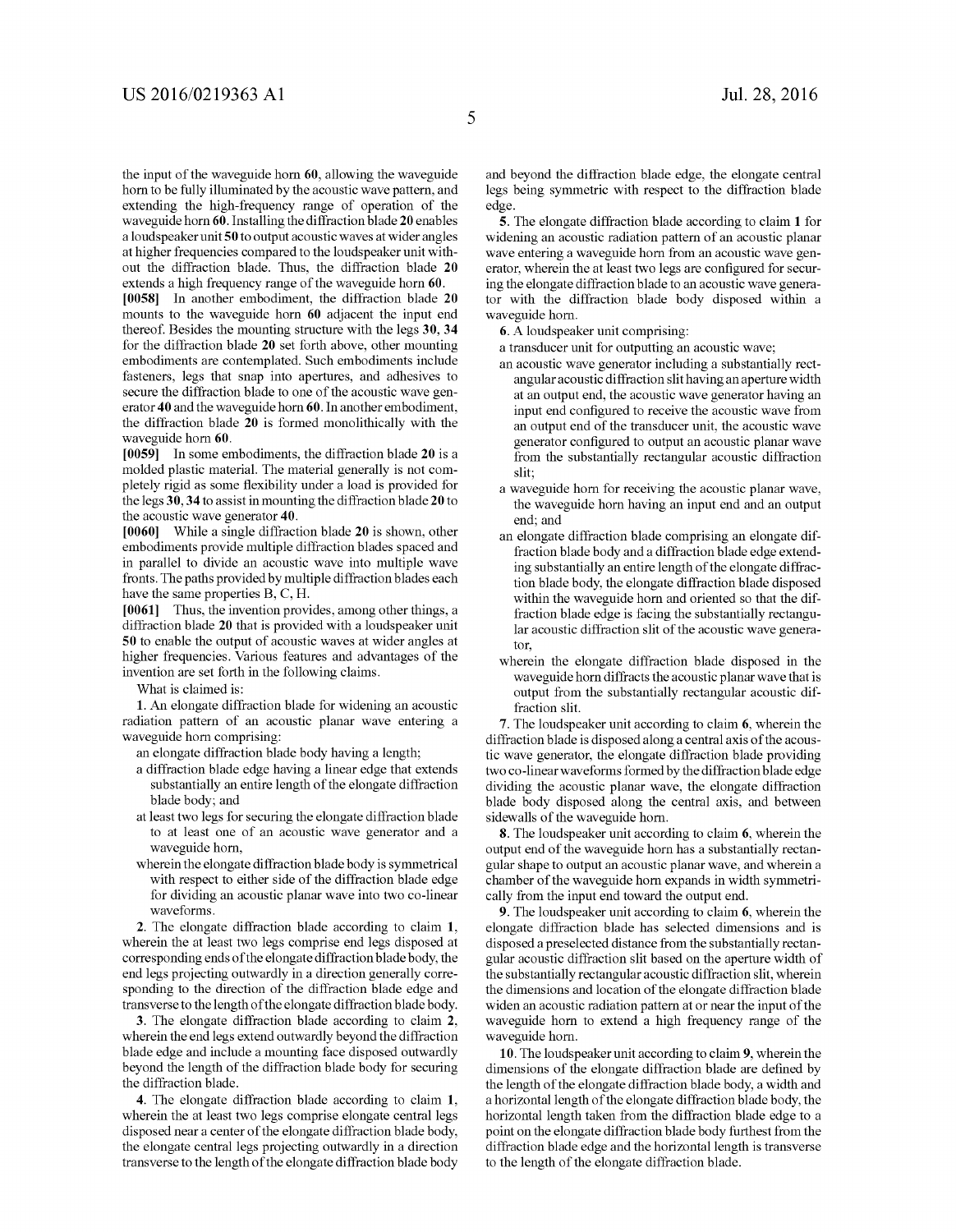the input of the waveguide horn **60**, allowing the waveguide horn to be fully illuminated by the acoustic wave pattern, and extending the high-frequency range of operation of the waveguide horn **60**. Installing the diffraction blade **20** enables a loudspeaker unit **50** to output acoustic waves at wider angles at higher frequencies compared to the loudspeaker unit without the diffraction blade. Thus, the diffraction blade **20** extends a high frequency range of the waveguide horn **60**.

**[0058]** In another embodiment, the diffraction blade **20** mounts to the waveguide horn **60** adjacent the input end thereof. Besides the mounting structure with the legs **30**, **34** for the diffraction blade **20** set forth above, other mounting embodiments are contemplated. Such embodiments include fasteners, legs that snap into apertures, and adhesives to secure the diffraction blade to one of the acoustic wave generator **40** and the waveguide horn **60**. In another embodiment, the diffraction blade **20** is formed monolithically with the waveguide horn **60**.

**[0059]** In some embodiments, the diffraction blade **20** is a molded plastic material. The material generally is not completely rigid as some flexibility under a load is provided for the legs **30**, **34** to assist in mounting the diffraction blade **20** to the acoustic wave generator **40**.

**[0060]** While a single diffraction blade **20** is shown, other embodiments provide multiple diffraction blades spaced and in parallel to divide an acoustic wave into multiple wave fronts. The paths provided by multiple diffraction blades each have the same properties B, C, H.

**[0061]** Thus, the invention provides, among other things, a diffraction blade **20** that is provided with a loudspeaker unit **50** to enable the output of acoustic waves at wider angles at higher frequencies. Various features and advantages of the invention are set forth in the following claims.

What is claimed is:

**1**. An elongate diffraction blade for widening an acoustic radiation pattern of an acoustic planar wave entering a waveguide horn comprising:

an elongate diffraction blade body having a length;

a diffraction blade edge having a linear edge that extends substantially an entire length of the elongate diffraction blade body; and

at least two legs for securing the elongate diffraction blade to at least one of an acoustic wave generator and a waveguide horn,

wherein the elongate diffraction blade body is symmetrical with respect to either side of the diffraction blade edge for dividing an acoustic planar wave into two co-linear waveforms.

**2**. The elongate diffraction blade according to claim **1**, wherein the at least two legs comprise end legs disposed at corresponding ends of the elongate diffraction blade body, the end legs projecting outwardly in a direction generally corresponding to the direction of the diffraction blade edge and transverse to the length of the elongate diffraction blade body.

**3**. The elongate diffraction blade according to claim **2**, wherein the end legs extend outwardly beyond the diffraction blade edge and include a mounting face disposed outwardly beyond the length of the diffraction blade body for securing the diffraction blade.

**4**. The elongate diffraction blade according to claim **1**, wherein the at least two legs comprise elongate central legs disposed near a center of the elongate diffraction blade body, the elongate central legs projecting outwardly in a direction transverse to the length of the elongate diffraction blade body and beyond the diffraction blade edge, the elongate central legs being symmetric with respect to the diffraction blade edge.

**5**. The elongate diffraction blade according to claim **1** for widening an acoustic radiation pattern of an acoustic planar wave entering a waveguide horn from an acoustic wave generator, wherein the at least two legs are configured for securing the elongate diffraction blade to an acoustic wave generator with the diffraction blade body disposed within a waveguide horn.

**6**. A loudspeaker unit comprising:

a transducer unit for outputting an acoustic wave;

an acoustic wave generator including a substantially rectangular acoustic diffraction slit having an aperture width at an output end, the acoustic wave generator having an input end configured to receive the acoustic wave from an output end of the transducer unit, the acoustic wave generator configured to output an acoustic planar wave from the substantially rectangular acoustic diffraction slit;

a waveguide horn for receiving the acoustic planar wave, the waveguide horn having an input end and an output end; and

an elongate diffraction blade comprising an elongate diffraction blade body and a diffraction blade edge extending substantially an entire length of the elongate diffraction blade body, the elongate diffraction blade disposed within the waveguide horn and oriented so that the diffraction blade edge is facing the substantially rectangular acoustic diffraction slit of the acoustic wave generator,

wherein the elongate diffraction blade disposed in the waveguide horn diffracts the acoustic planar wave that is output from the substantially rectangular acoustic diffraction slit.

**7**. The loudspeaker unit according to claim **6**, wherein the diffraction blade is disposed along a central axis of the acoustic wave generator, the elongate diffraction blade providing two co-linear waveforms formed by the diffraction blade edge dividing the acoustic planar wave, the elongate diffraction blade body disposed along the central axis, and between sidewalls of the waveguide horn.

**8**. The loudspeaker unit according to claim **6**, wherein the output end of the waveguide horn has a substantially rectangular shape to output an acoustic planar wave, and wherein a chamber of the waveguide horn expands in width symmetrically from the input end toward the output end.

**9**. The loudspeaker unit according to claim **6**, wherein the elongate diffraction blade has selected dimensions and is disposed a preselected distance from the substantially rectangular acoustic diffraction slit based on the aperture width of the substantially rectangular acoustic diffraction slit, wherein the dimensions and location of the elongate diffraction blade widen an acoustic radiation pattern at or near the input of the waveguide horn to extend a high frequency range of the waveguide horn.

**10**. The loudspeaker unit according to claim **9**, wherein the dimensions of the elongate diffraction blade are defined by the length of the elongate diffraction blade body, a width and a horizontal length of the elongate diffraction blade body, the horizontal length taken from the diffraction blade edge to a point on the elongate diffraction blade body furthest from the diffraction blade edge and the horizontal length is transverse to the length of the elongate diffraction blade.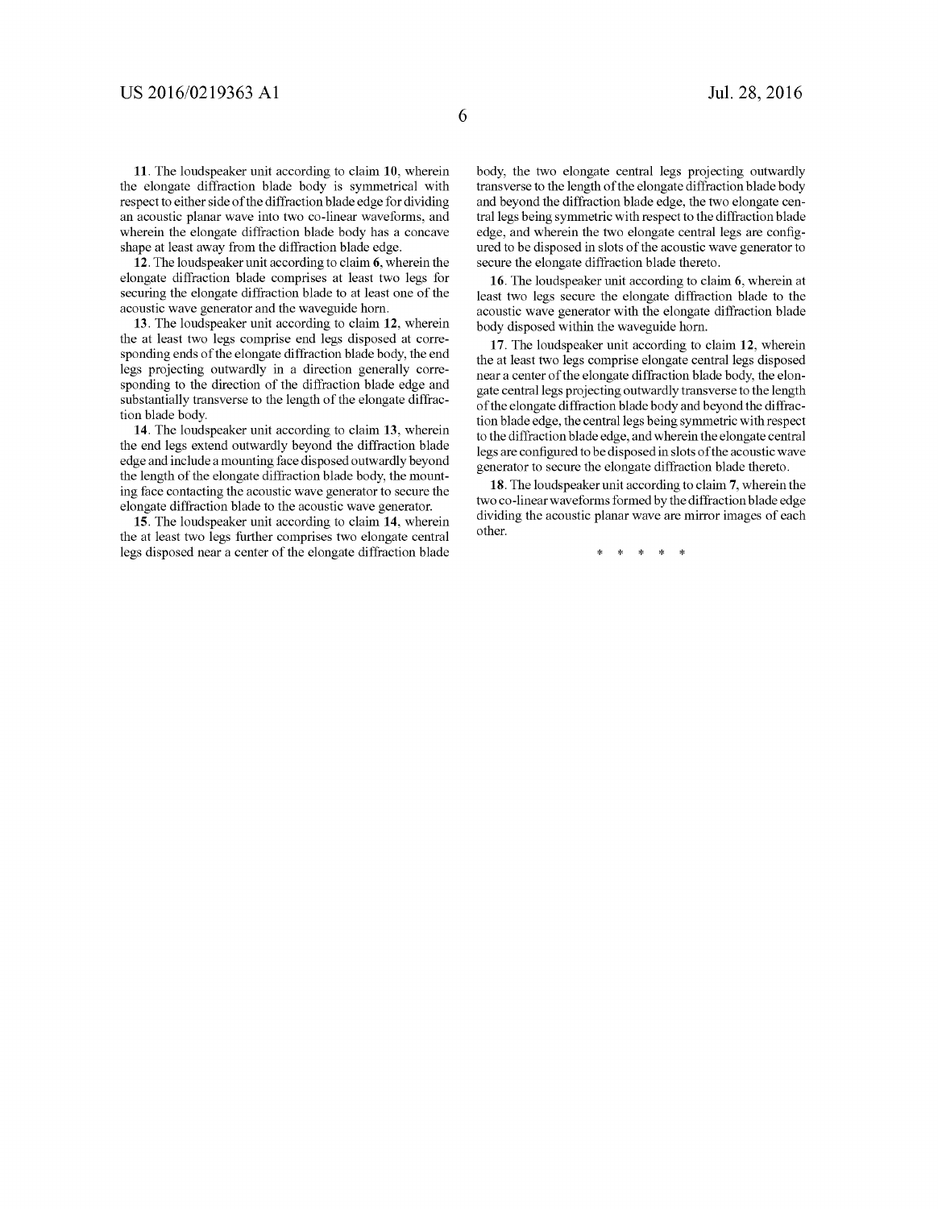**11**. The loudspeaker unit according to claim **10**, wherein the elongate diffraction blade body is symmetrical with respect to either side of the diffraction blade edge for dividing an acoustic planar wave into two co-linear waveforms, and wherein the elongate diffraction blade body has a concave shape at least away from the diffraction blade edge.

**12**. The loudspeaker unit according to claim **6**, wherein the elongate diffraction blade comprises at least two legs for securing the elongate diffraction blade to at least one of the acoustic wave generator and the waveguide horn.

**13**. The loudspeaker unit according to claim **12**, wherein the at least two legs comprise end legs disposed at corresponding ends of the elongate diffraction blade body, the end legs projecting outwardly in a direction generally corresponding to the direction of the diffraction blade edge and substantially transverse to the length of the elongate diffraction blade body.

**14**. The loudspeaker unit according to claim **13**, wherein the end legs extend outwardly beyond the diffraction blade edge and include a mounting face disposed outwardly beyond the length of the elongate diffraction blade body, the mounting face contacting the acoustic wave generator to secure the elongate diffraction blade to the acoustic wave generator.

**15**. The loudspeaker unit according to claim **14**, wherein the at least two legs further comprises two elongate central legs disposed near a center of the elongate diffraction blade body, the two elongate central legs projecting outwardly transverse to the length of the elongate diffraction blade body and beyond the diffraction blade edge, the two elongate central legs being symmetric with respect to the diffraction blade edge, and wherein the two elongate central legs are configured to be disposed in slots of the acoustic wave generator to secure the elongate diffraction blade thereto.

**16**. The loudspeaker unit according to claim **6**, wherein at least two legs secure the elongate diffraction blade to the acoustic wave generator with the elongate diffraction blade body disposed within the waveguide horn.

**17**. The loudspeaker unit according to claim **12**, wherein the at least two legs comprise elongate central legs disposed near a center of the elongate diffraction blade body, the elongate central legs projecting outwardly transverse to the length of the elongate diffraction blade body and beyond the diffraction blade edge, the central legs being symmetric with respect to the diffraction blade edge, and wherein the elongate central legs are configured to be disposed in slots of the acoustic wave generator to secure the elongate diffraction blade thereto.

**18**. The loudspeaker unit according to claim **7**, wherein the two co-linear waveforms formed by the diffraction blade edge dividing the acoustic planar wave are mirror images of each other.

* * * * *